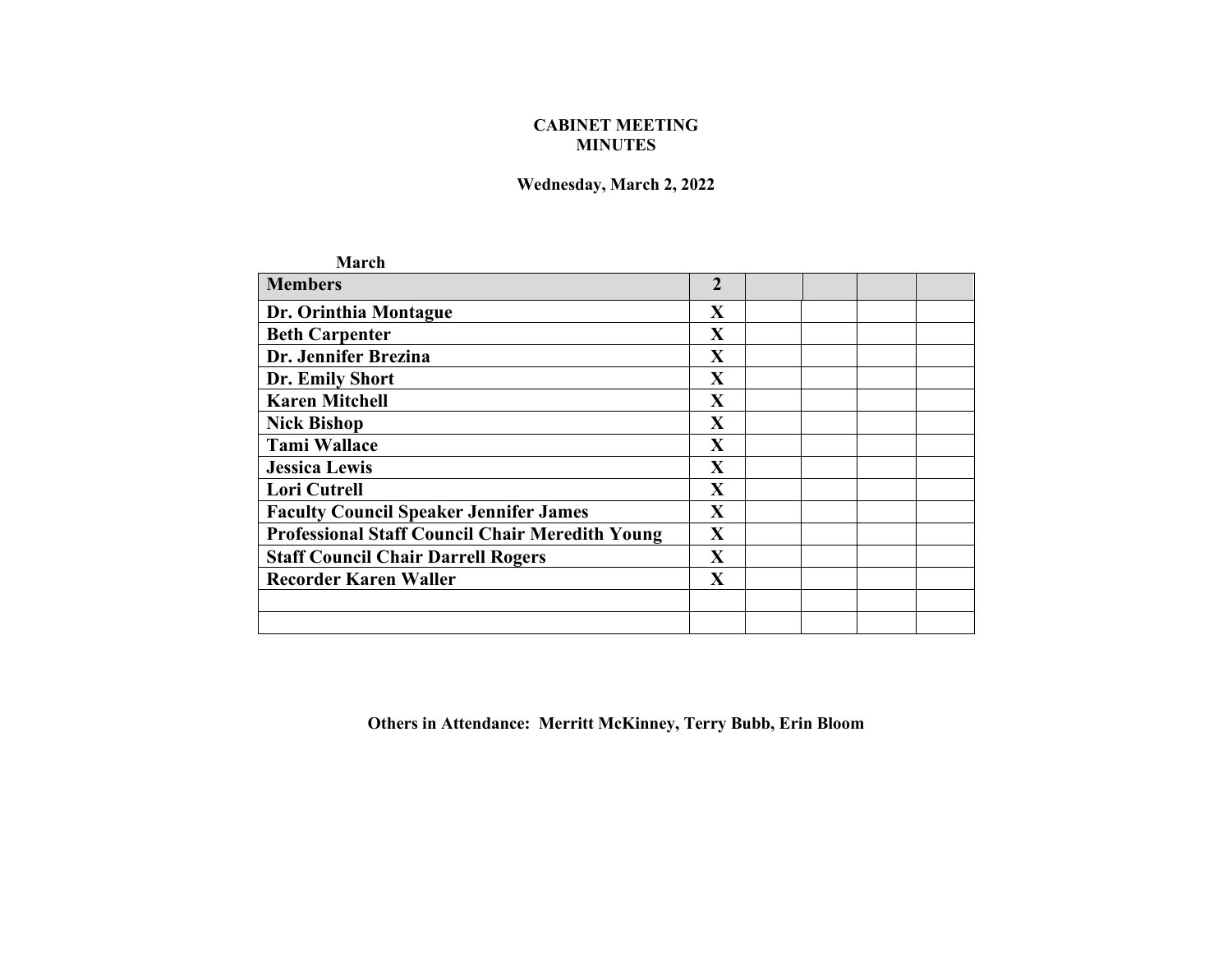**CABINET MEETING**
**MINUTES**

**Wednesday, March 2, 2022**

| | **March** | | | | |
|---|---|---|---|---|---|
| **Members** | **2** | | | | |
| **Dr. Orinthia Montague** | **X** | | | | |
| **Beth Carpenter** | **X** | | | | |
| **Dr. Jennifer Brezina** | **X** | | | | |
| **Dr. Emily Short** | **X** | | | | |
| **Karen Mitchell** | **X** | | | | |
| **Nick Bishop** | **X** | | | | |
| **Tami Wallace** | **X** | | | | |
| **Jessica Lewis** | **X** | | | | |
| **Lori Cutrell** | **X** | | | | |
| **Faculty Council Speaker Jennifer James** | **X** | | | | |
| **Professional Staff Council Chair Meredith Young** | **X** | | | | |
| **Staff Council Chair Darrell Rogers** | **X** | | | | |
| **Recorder Karen Waller** | **X** | | | | |
| | | | | | |
| | | | | | |

**Others in Attendance: Merritt McKinney, Terry Bubb, Erin Bloom**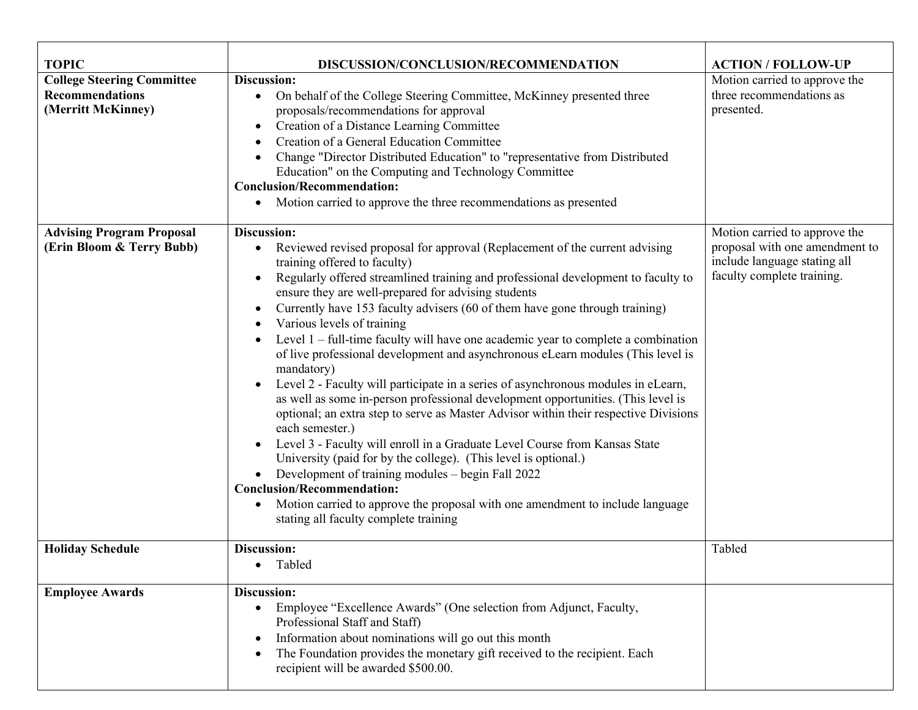| TOPIC | DISCUSSION/CONCLUSION/RECOMMENDATION | ACTION / FOLLOW-UP |
|---|---|---|
| **College Steering Committee Recommendations (Merritt McKinney)** | **Discussion:**<br>• On behalf of the College Steering Committee, McKinney presented three proposals/recommendations for approval<br>• Creation of a Distance Learning Committee<br>• Creation of a General Education Committee<br>• Change "Director Distributed Education" to "representative from Distributed Education" on the Computing and Technology Committee<br>**Conclusion/Recommendation:**<br>• Motion carried to approve the three recommendations as presented | Motion carried to approve the three recommendations as presented. |
| **Advising Program Proposal (Erin Bloom & Terry Bubb)** | **Discussion:**<br>• Reviewed revised proposal for approval (Replacement of the current advising training offered to faculty)<br>• Regularly offered streamlined training and professional development to faculty to ensure they are well-prepared for advising students<br>• Currently have 153 faculty advisers (60 of them have gone through training)<br>• Various levels of training<br>• Level 1 – full-time faculty will have one academic year to complete a combination of live professional development and asynchronous eLearn modules (This level is mandatory)<br>• Level 2 - Faculty will participate in a series of asynchronous modules in eLearn, as well as some in-person professional development opportunities. (This level is optional; an extra step to serve as Master Advisor within their respective Divisions each semester.)<br>• Level 3 - Faculty will enroll in a Graduate Level Course from Kansas State University (paid for by the college). (This level is optional.)<br>• Development of training modules – begin Fall 2022<br>**Conclusion/Recommendation:**<br>• Motion carried to approve the proposal with one amendment to include language stating all faculty complete training | Motion carried to approve the proposal with one amendment to include language stating all faculty complete training. |
| **Holiday Schedule** | **Discussion:**<br>• Tabled | Tabled |
| **Employee Awards** | **Discussion:**<br>• Employee "Excellence Awards" (One selection from Adjunct, Faculty, Professional Staff and Staff)<br>• Information about nominations will go out this month<br>• The Foundation provides the monetary gift received to the recipient. Each recipient will be awarded $500.00. | |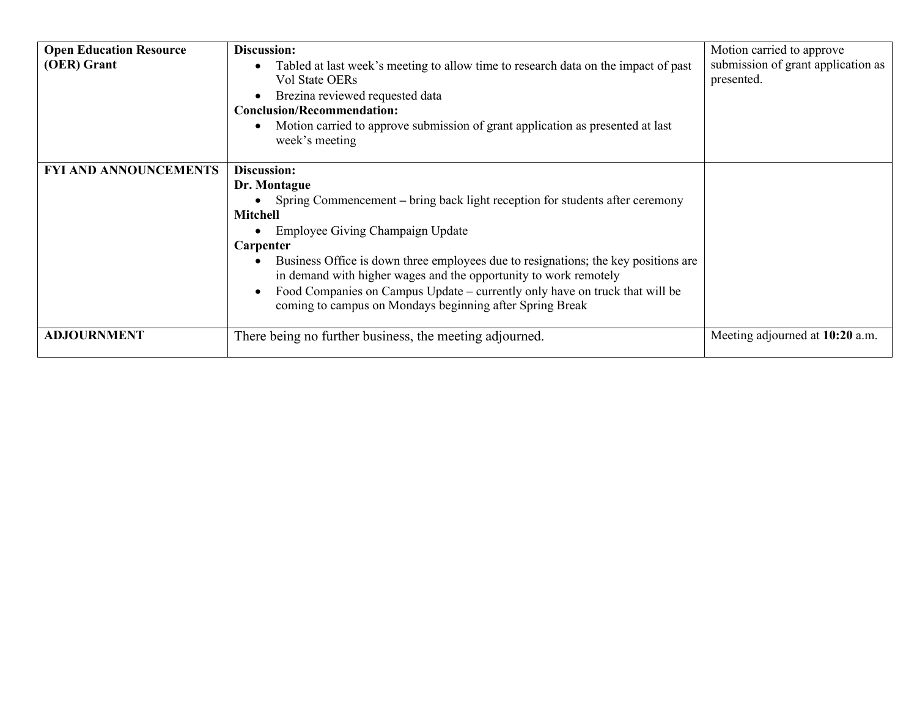| | | |
|---|---|---|
| **Open Education Resource (OER) Grant** | **Discussion:**<br>• Tabled at last week's meeting to allow time to research data on the impact of past Vol State OERs<br>• Brezina reviewed requested data<br>**Conclusion/Recommendation:**<br>• Motion carried to approve submission of grant application as presented at last week's meeting | Motion carried to approve submission of grant application as presented. |
| **FYI AND ANNOUNCEMENTS** | **Discussion:**<br>**Dr. Montague**<br>• Spring Commencement – bring back light reception for students after ceremony<br>**Mitchell**<br>• Employee Giving Champaign Update<br>**Carpenter**<br>• Business Office is down three employees due to resignations; the key positions are in demand with higher wages and the opportunity to work remotely<br>• Food Companies on Campus Update – currently only have on truck that will be coming to campus on Mondays beginning after Spring Break | |
| **ADJOURNMENT** | There being no further business, the meeting adjourned. | Meeting adjourned at **10:20** a.m. |